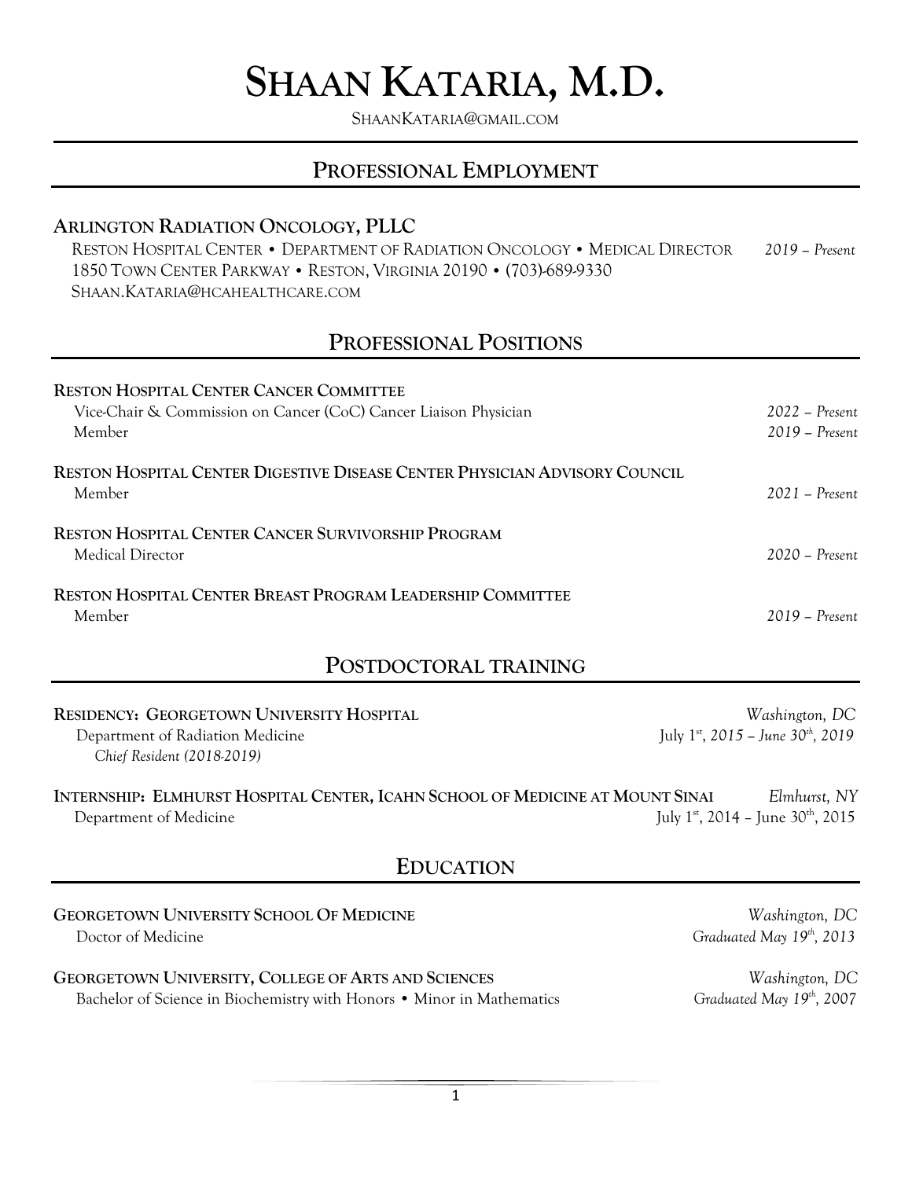# Shaan Kataria, M.D.

ShaanKataria@gmail.com

## Professional Employment

**Arlington Radiation Oncology, PLLC**
Reston Hospital Center • Department of Radiation Oncology • Medical Director — *2019 – Present*
1850 Town Center Parkway • Reston, Virginia 20190 • (703)-689-9330
Shaan.Kataria@hcahealthcare.com

## Professional Positions

**Reston Hospital Center Cancer Committee**
Vice-Chair & Commission on Cancer (CoC) Cancer Liaison Physician — *2022 – Present*
Member — *2019 – Present*

**Reston Hospital Center Digestive Disease Center Physician Advisory Council**
Member — *2021 – Present*

**Reston Hospital Center Cancer Survivorship Program**
Medical Director — *2020 – Present*

**Reston Hospital Center Breast Program Leadership Committee**
Member — *2019 – Present*

## Postdoctoral Training

**Residency: Georgetown University Hospital** — *Washington, DC*
Department of Radiation Medicine — July 1st, *2015 – June 30th, 2019*
*Chief Resident (2018-2019)*

**Internship: Elmhurst Hospital Center, Icahn School of Medicine at Mount Sinai** — *Elmhurst, NY*
Department of Medicine — July 1st, 2014 – June 30th, 2015

## Education

**Georgetown University School of Medicine** — *Washington, DC*
Doctor of Medicine — *Graduated May 19th, 2013*

**Georgetown University, College of Arts and Sciences** — *Washington, DC*
Bachelor of Science in Biochemistry with Honors • Minor in Mathematics — *Graduated May 19th, 2007*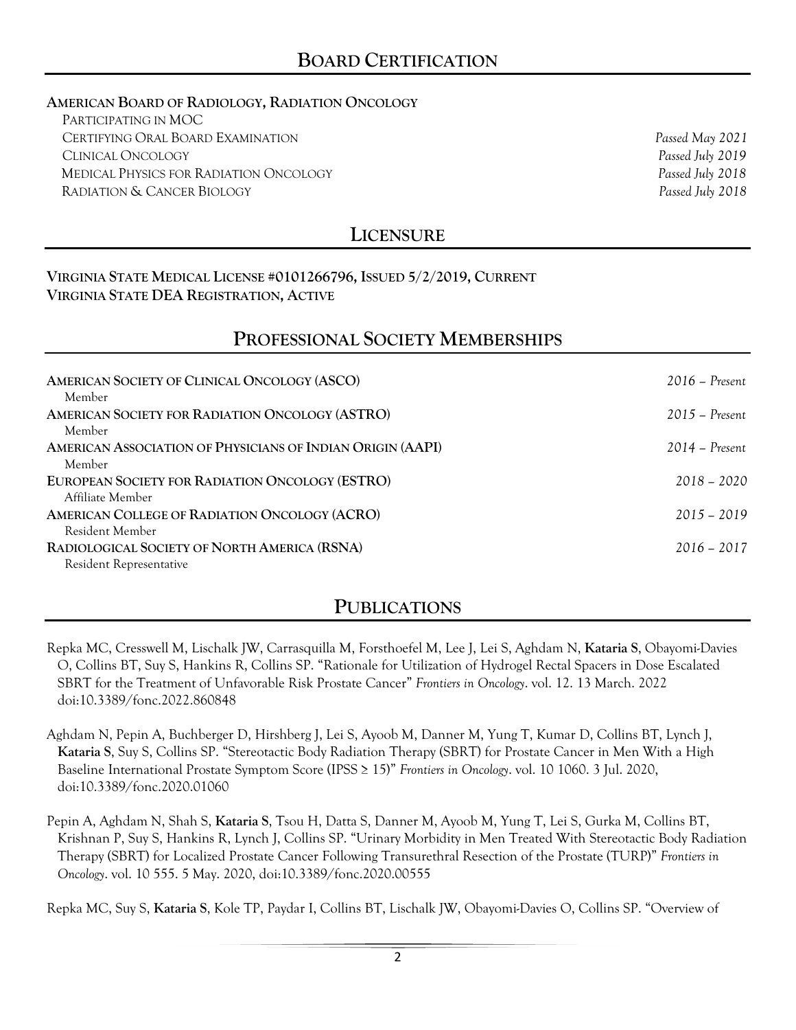## Board Certification

**American Board of Radiology, Radiation Oncology**

Participating in MOC
Certifying Oral Board Examination — *Passed May 2021*
Clinical Oncology — *Passed July 2019*
Medical Physics for Radiation Oncology — *Passed July 2018*
Radiation & Cancer Biology — *Passed July 2018*

## Licensure

**Virginia State Medical License #0101266796, Issued 5/2/2019, Current**
**Virginia State DEA Registration, Active**

## Professional Society Memberships

**American Society of Clinical Oncology (ASCO)** — *2016 – Present*
Member

**American Society for Radiation Oncology (ASTRO)** — *2015 – Present*
Member

**American Association of Physicians of Indian Origin (AAPI)** — *2014 – Present*
Member

**European Society for Radiation Oncology (ESTRO)** — *2018 – 2020*
Affiliate Member

**American College of Radiation Oncology (ACRO)** — *2015 – 2019*
Resident Member

**Radiological Society of North America (RSNA)** — *2016 – 2017*
Resident Representative

## Publications

Repka MC, Cresswell M, Lischalk JW, Carrasquilla M, Forsthoefel M, Lee J, Lei S, Aghdam N, **Kataria S**, Obayomi-Davies O, Collins BT, Suy S, Hankins R, Collins SP. "Rationale for Utilization of Hydrogel Rectal Spacers in Dose Escalated SBRT for the Treatment of Unfavorable Risk Prostate Cancer" *Frontiers in Oncology*. vol. 12. 13 March. 2022 doi:10.3389/fonc.2022.860848

Aghdam N, Pepin A, Buchberger D, Hirshberg J, Lei S, Ayoob M, Danner M, Yung T, Kumar D, Collins BT, Lynch J, **Kataria S**, Suy S, Collins SP. "Stereotactic Body Radiation Therapy (SBRT) for Prostate Cancer in Men With a High Baseline International Prostate Symptom Score (IPSS ≥ 15)" *Frontiers in Oncology*. vol. 10 1060. 3 Jul. 2020, doi:10.3389/fonc.2020.01060

Pepin A, Aghdam N, Shah S, **Kataria S**, Tsou H, Datta S, Danner M, Ayoob M, Yung T, Lei S, Gurka M, Collins BT, Krishnan P, Suy S, Hankins R, Lynch J, Collins SP. "Urinary Morbidity in Men Treated With Stereotactic Body Radiation Therapy (SBRT) for Localized Prostate Cancer Following Transurethral Resection of the Prostate (TURP)" *Frontiers in Oncology*. vol. 10 555. 5 May. 2020, doi:10.3389/fonc.2020.00555

Repka MC, Suy S, **Kataria S**, Kole TP, Paydar I, Collins BT, Lischalk JW, Obayomi-Davies O, Collins SP. "Overview of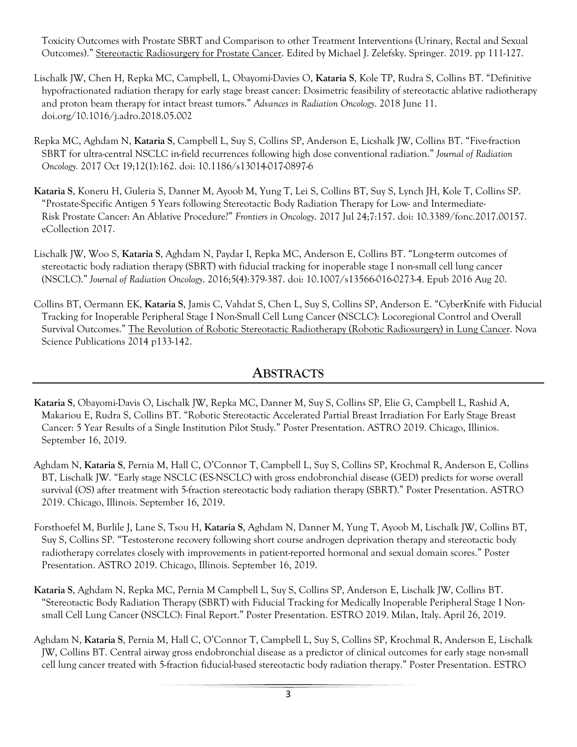Toxicity Outcomes with Prostate SBRT and Comparison to other Treatment Interventions (Urinary, Rectal and Sexual Outcomes)." Stereotactic Radiosurgery for Prostate Cancer. Edited by Michael J. Zelefsky. Springer. 2019. pp 111-127.

Lischalk JW, Chen H, Repka MC, Campbell, L, Obayomi-Davies O, **Kataria S**, Kole TP, Rudra S, Collins BT. "Definitive hypofractionated radiation therapy for early stage breast cancer: Dosimetric feasibility of stereotactic ablative radiotherapy and proton beam therapy for intact breast tumors." *Advances in Radiation Oncology*. 2018 June 11. doi.org/10.1016/j.adro.2018.05.002

Repka MC, Aghdam N, **Kataria S**, Campbell L, Suy S, Collins SP, Anderson E, Licshalk JW, Collins BT. "Five-fraction SBRT for ultra-central NSCLC in-field recurrences following high dose conventional radiation." *Journal of Radiation Oncology.* 2017 Oct 19;12(1):162. doi: 10.1186/s13014-017-0897-6

**Kataria S**, Koneru H, Guleria S, Danner M, Ayoob M, Yung T, Lei S, Collins BT, Suy S, Lynch JH, Kole T, Collins SP. "Prostate-Specific Antigen 5 Years following Stereotactic Body Radiation Therapy for Low- and Intermediate-Risk Prostate Cancer: An Ablative Procedure?" *Frontiers in Oncology*. 2017 Jul 24;7:157. doi: 10.3389/fonc.2017.00157. eCollection 2017.

Lischalk JW, Woo S, **Kataria S**, Aghdam N, Paydar I, Repka MC, Anderson E, Collins BT. "Long-term outcomes of stereotactic body radiation therapy (SBRT) with fiducial tracking for inoperable stage I non-small cell lung cancer (NSCLC)." *Journal of Radiation Oncology*. 2016;5(4):379-387. doi: 10.1007/s13566-016-0273-4. Epub 2016 Aug 20.

Collins BT, Oermann EK, **Kataria S**, Jamis C, Vahdat S, Chen L, Suy S, Collins SP, Anderson E. "CyberKnife with Fiducial Tracking for Inoperable Peripheral Stage I Non-Small Cell Lung Cancer (NSCLC): Locoregional Control and Overall Survival Outcomes." The Revolution of Robotic Stereotactic Radiotherapy (Robotic Radiosurgery) in Lung Cancer. Nova Science Publications 2014 p133-142.

## ABSTRACTS

**Kataria S**, Obayomi-Davis O, Lischalk JW, Repka MC, Danner M, Suy S, Collins SP, Elie G, Campbell L, Rashid A, Makariou E, Rudra S, Collins BT. "Robotic Stereotactic Accelerated Partial Breast Irradiation For Early Stage Breast Cancer: 5 Year Results of a Single Institution Pilot Study." Poster Presentation. ASTRO 2019. Chicago, Illinios. September 16, 2019.

Aghdam N, **Kataria S**, Pernia M, Hall C, O'Connor T, Campbell L, Suy S, Collins SP, Krochmal R, Anderson E, Collins BT, Lischalk JW. "Early stage NSCLC (ES-NSCLC) with gross endobronchial disease (GED) predicts for worse overall survival (OS) after treatment with 5-fraction stereotactic body radiation therapy (SBRT)." Poster Presentation. ASTRO 2019. Chicago, Illinois. September 16, 2019.

Forsthoefel M, Burlile J, Lane S, Tsou H, **Kataria S**, Aghdam N, Danner M, Yung T, Ayoob M, Lischalk JW, Collins BT, Suy S, Collins SP. "Testosterone recovery following short course androgen deprivation therapy and stereotactic body radiotherapy correlates closely with improvements in patient-reported hormonal and sexual domain scores." Poster Presentation. ASTRO 2019. Chicago, Illinois. September 16, 2019.

**Kataria S**, Aghdam N, Repka MC, Pernia M Campbell L, Suy S, Collins SP, Anderson E, Lischalk JW, Collins BT. "Stereotactic Body Radiation Therapy (SBRT) with Fiducial Tracking for Medically Inoperable Peripheral Stage I Non-small Cell Lung Cancer (NSCLC): Final Report." Poster Presentation. ESTRO 2019. Milan, Italy. April 26, 2019.

Aghdam N, **Kataria S**, Pernia M, Hall C, O'Connor T, Campbell L, Suy S, Collins SP, Krochmal R, Anderson E, Lischalk JW, Collins BT. Central airway gross endobronchial disease as a predictor of clinical outcomes for early stage non-small cell lung cancer treated with 5-fraction fiducial-based stereotactic body radiation therapy." Poster Presentation. ESTRO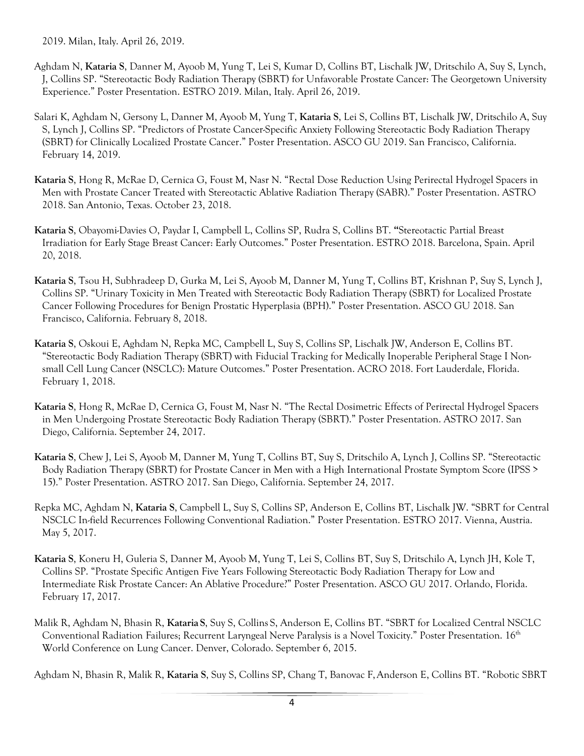2019. Milan, Italy. April 26, 2019.

Aghdam N, **Kataria S**, Danner M, Ayoob M, Yung T, Lei S, Kumar D, Collins BT, Lischalk JW, Dritschilo A, Suy S, Lynch, J, Collins SP. "Stereotactic Body Radiation Therapy (SBRT) for Unfavorable Prostate Cancer: The Georgetown University Experience." Poster Presentation. ESTRO 2019. Milan, Italy. April 26, 2019.

Salari K, Aghdam N, Gersony L, Danner M, Ayoob M, Yung T, **Kataria S**, Lei S, Collins BT, Lischalk JW, Dritschilo A, Suy S, Lynch J, Collins SP. "Predictors of Prostate Cancer-Specific Anxiety Following Stereotactic Body Radiation Therapy (SBRT) for Clinically Localized Prostate Cancer." Poster Presentation. ASCO GU 2019. San Francisco, California. February 14, 2019.

**Kataria S**, Hong R, McRae D, Cernica G, Foust M, Nasr N. "Rectal Dose Reduction Using Perirectal Hydrogel Spacers in Men with Prostate Cancer Treated with Stereotactic Ablative Radiation Therapy (SABR)." Poster Presentation. ASTRO 2018. San Antonio, Texas. October 23, 2018.

**Kataria S**, Obayomi-Davies O, Paydar I, Campbell L, Collins SP, Rudra S, Collins BT. "Stereotactic Partial Breast Irradiation for Early Stage Breast Cancer: Early Outcomes." Poster Presentation. ESTRO 2018. Barcelona, Spain. April 20, 2018.

**Kataria S**, Tsou H, Subhradeep D, Gurka M, Lei S, Ayoob M, Danner M, Yung T, Collins BT, Krishnan P, Suy S, Lynch J, Collins SP. "Urinary Toxicity in Men Treated with Stereotactic Body Radiation Therapy (SBRT) for Localized Prostate Cancer Following Procedures for Benign Prostatic Hyperplasia (BPH)." Poster Presentation. ASCO GU 2018. San Francisco, California. February 8, 2018.

**Kataria S**, Oskoui E, Aghdam N, Repka MC, Campbell L, Suy S, Collins SP, Lischalk JW, Anderson E, Collins BT. "Stereotactic Body Radiation Therapy (SBRT) with Fiducial Tracking for Medically Inoperable Peripheral Stage I Non-small Cell Lung Cancer (NSCLC): Mature Outcomes." Poster Presentation. ACRO 2018. Fort Lauderdale, Florida. February 1, 2018.

**Kataria S**, Hong R, McRae D, Cernica G, Foust M, Nasr N. "The Rectal Dosimetric Effects of Perirectal Hydrogel Spacers in Men Undergoing Prostate Stereotactic Body Radiation Therapy (SBRT)." Poster Presentation. ASTRO 2017. San Diego, California. September 24, 2017.

**Kataria S**, Chew J, Lei S, Ayoob M, Danner M, Yung T, Collins BT, Suy S, Dritschilo A, Lynch J, Collins SP. "Stereotactic Body Radiation Therapy (SBRT) for Prostate Cancer in Men with a High International Prostate Symptom Score (IPSS > 15)." Poster Presentation. ASTRO 2017. San Diego, California. September 24, 2017.

Repka MC, Aghdam N, **Kataria S**, Campbell L, Suy S, Collins SP, Anderson E, Collins BT, Lischalk JW. "SBRT for Central NSCLC In-field Recurrences Following Conventional Radiation." Poster Presentation. ESTRO 2017. Vienna, Austria. May 5, 2017.

**Kataria S**, Koneru H, Guleria S, Danner M, Ayoob M, Yung T, Lei S, Collins BT, Suy S, Dritschilo A, Lynch JH, Kole T, Collins SP. "Prostate Specific Antigen Five Years Following Stereotactic Body Radiation Therapy for Low and Intermediate Risk Prostate Cancer: An Ablative Procedure?" Poster Presentation. ASCO GU 2017. Orlando, Florida. February 17, 2017.

Malik R, Aghdam N, Bhasin R, **Kataria S**, Suy S, Collins S, Anderson E, Collins BT. "SBRT for Localized Central NSCLC Conventional Radiation Failures; Recurrent Laryngeal Nerve Paralysis is a Novel Toxicity." Poster Presentation. 16th World Conference on Lung Cancer. Denver, Colorado. September 6, 2015.

Aghdam N, Bhasin R, Malik R, **Kataria S**, Suy S, Collins SP, Chang T, Banovac F, Anderson E, Collins BT. "Robotic SBRT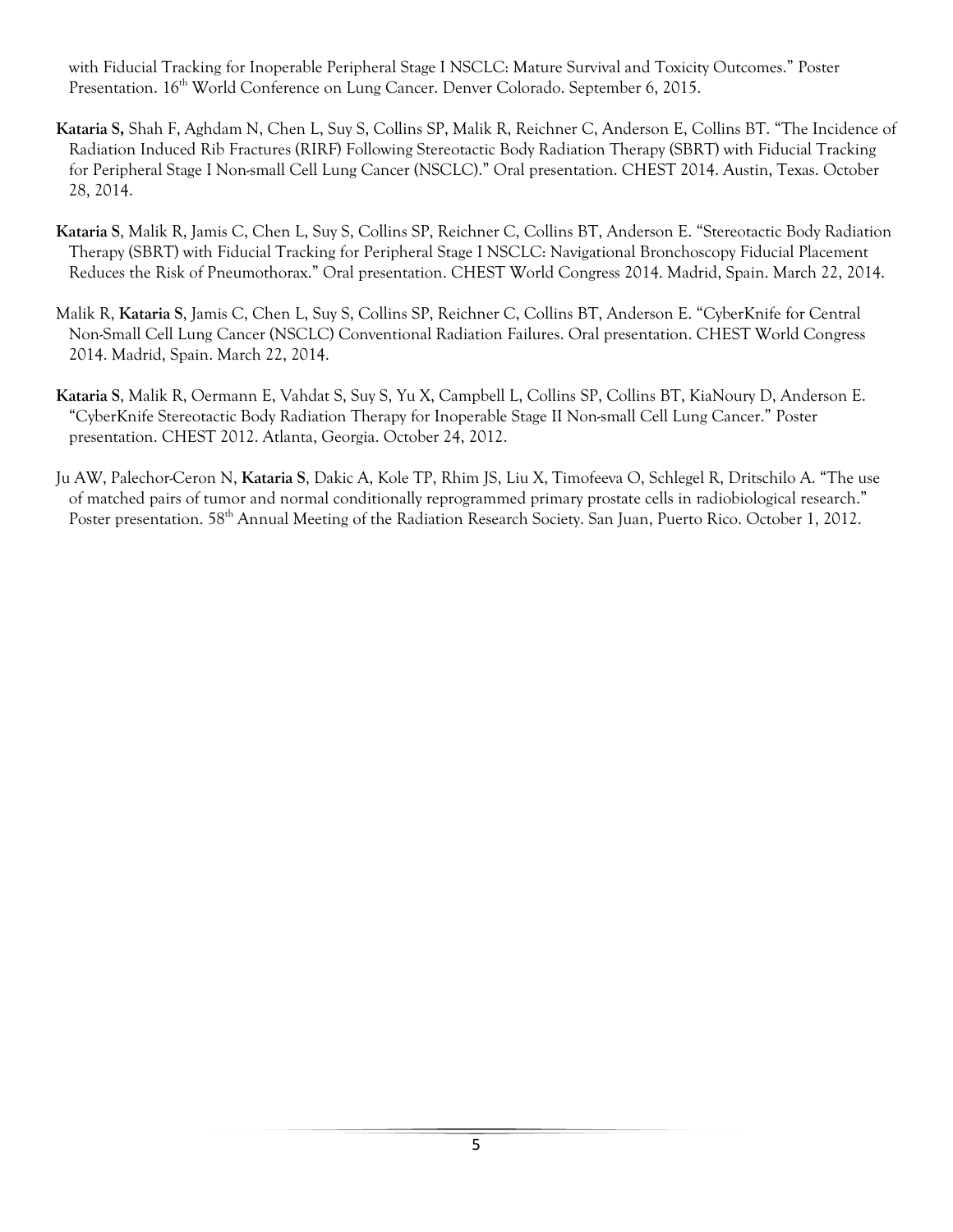with Fiducial Tracking for Inoperable Peripheral Stage I NSCLC: Mature Survival and Toxicity Outcomes." Poster Presentation. 16th World Conference on Lung Cancer. Denver Colorado. September 6, 2015.

**Kataria S,** Shah F, Aghdam N, Chen L, Suy S, Collins SP, Malik R, Reichner C, Anderson E, Collins BT. "The Incidence of Radiation Induced Rib Fractures (RIRF) Following Stereotactic Body Radiation Therapy (SBRT) with Fiducial Tracking for Peripheral Stage I Non-small Cell Lung Cancer (NSCLC)." Oral presentation. CHEST 2014. Austin, Texas. October 28, 2014.

**Kataria S**, Malik R, Jamis C, Chen L, Suy S, Collins SP, Reichner C, Collins BT, Anderson E. "Stereotactic Body Radiation Therapy (SBRT) with Fiducial Tracking for Peripheral Stage I NSCLC: Navigational Bronchoscopy Fiducial Placement Reduces the Risk of Pneumothorax." Oral presentation. CHEST World Congress 2014. Madrid, Spain. March 22, 2014.

Malik R, **Kataria S**, Jamis C, Chen L, Suy S, Collins SP, Reichner C, Collins BT, Anderson E. "CyberKnife for Central Non-Small Cell Lung Cancer (NSCLC) Conventional Radiation Failures. Oral presentation. CHEST World Congress 2014. Madrid, Spain. March 22, 2014.

**Kataria S**, Malik R, Oermann E, Vahdat S, Suy S, Yu X, Campbell L, Collins SP, Collins BT, KiaNoury D, Anderson E. "CyberKnife Stereotactic Body Radiation Therapy for Inoperable Stage II Non-small Cell Lung Cancer." Poster presentation. CHEST 2012. Atlanta, Georgia. October 24, 2012.

Ju AW, Palechor-Ceron N, **Kataria S**, Dakic A, Kole TP, Rhim JS, Liu X, Timofeeva O, Schlegel R, Dritschilo A. "The use of matched pairs of tumor and normal conditionally reprogrammed primary prostate cells in radiobiological research." Poster presentation. 58th Annual Meeting of the Radiation Research Society. San Juan, Puerto Rico. October 1, 2012.